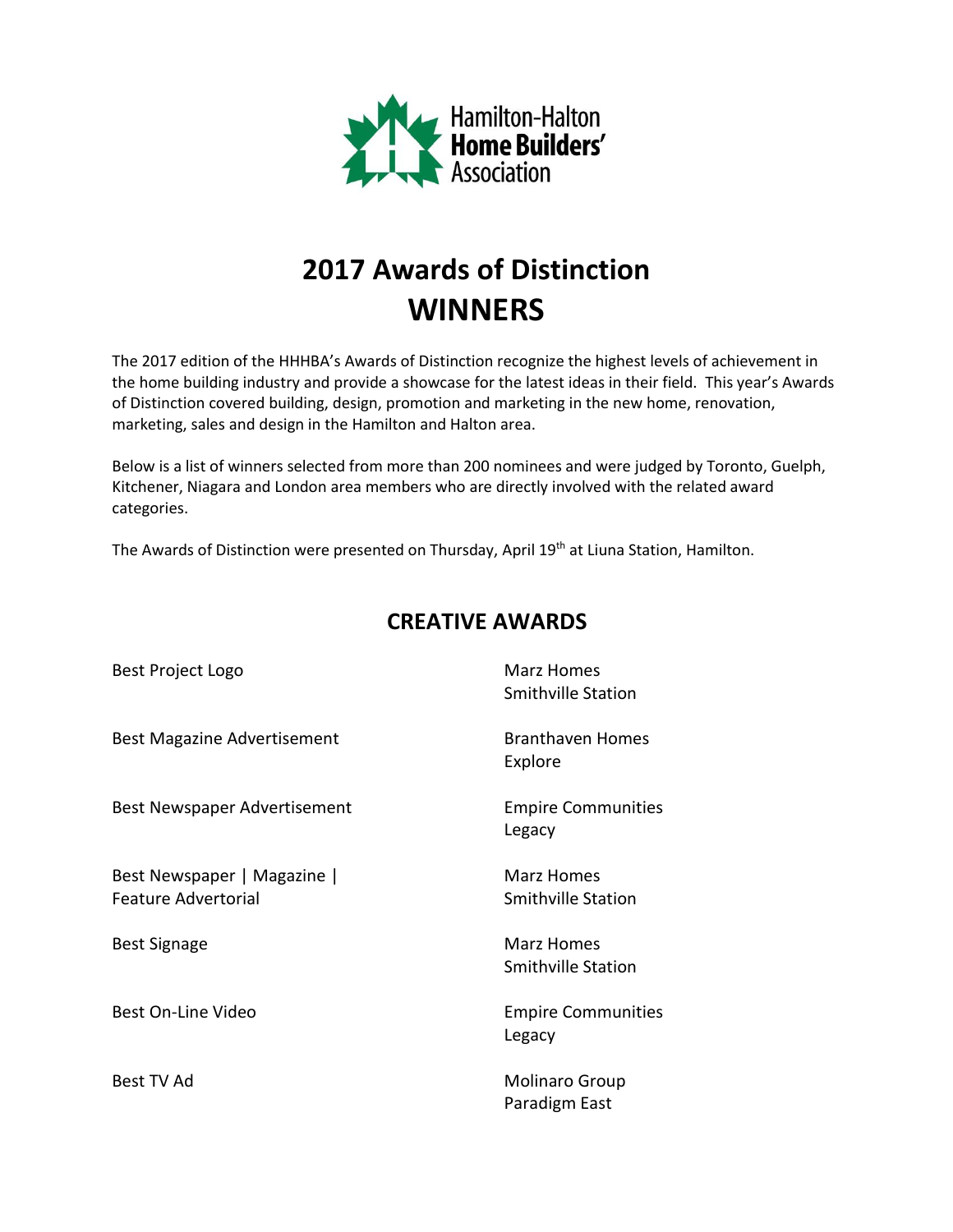Hamilton-Halton
**Home Builders'**
Association

# 2017 Awards of Distinction
# WINNERS

The 2017 edition of the HHHBA's Awards of Distinction recognize the highest levels of achievement in the home building industry and provide a showcase for the latest ideas in their field. This year's Awards of Distinction covered building, design, promotion and marketing in the new home, renovation, marketing, sales and design in the Hamilton and Halton area.

Below is a list of winners selected from more than 200 nominees and were judged by Toronto, Guelph, Kitchener, Niagara and London area members who are directly involved with the related award categories.

The Awards of Distinction were presented on Thursday, April 19th at Liuna Station, Hamilton.

## CREATIVE AWARDS

| Award | Winner |
|---|---|
| Best Project Logo | Marz Homes<br>Smithville Station |
| Best Magazine Advertisement | Branthaven Homes<br>Explore |
| Best Newspaper Advertisement | Empire Communities<br>Legacy |
| Best Newspaper \| Magazine \| Feature Advertorial | Marz Homes<br>Smithville Station |
| Best Signage | Marz Homes<br>Smithville Station |
| Best On-Line Video | Empire Communities<br>Legacy |
| Best TV Ad | Molinaro Group<br>Paradigm East |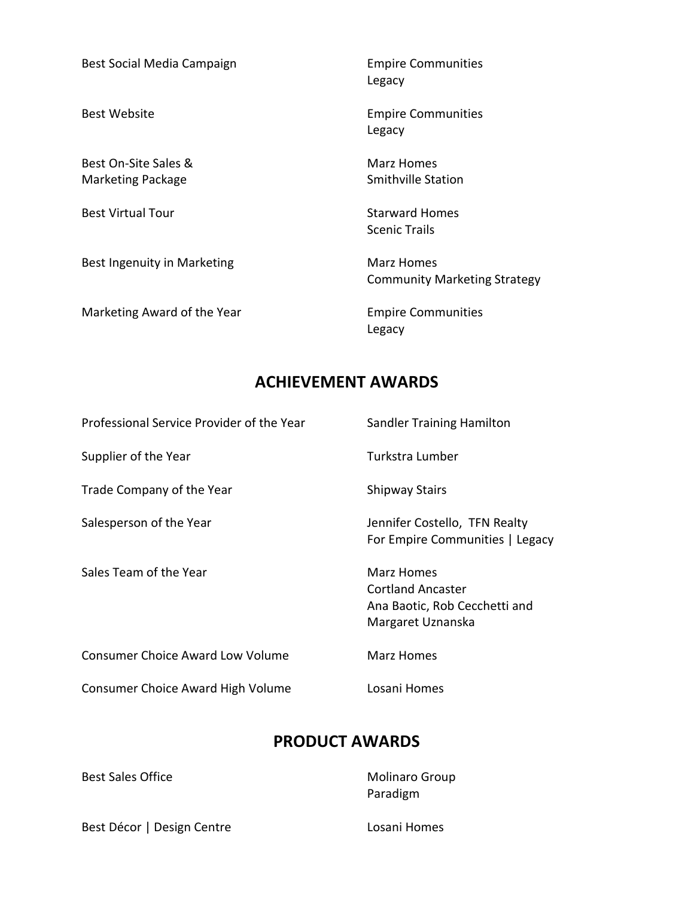| | |
|---|---|
| Best Social Media Campaign | Empire Communities<br>Legacy |
| Best Website | Empire Communities<br>Legacy |
| Best On-Site Sales & Marketing Package | Marz Homes<br>Smithville Station |
| Best Virtual Tour | Starward Homes<br>Scenic Trails |
| Best Ingenuity in Marketing | Marz Homes<br>Community Marketing Strategy |
| Marketing Award of the Year | Empire Communities<br>Legacy |

## ACHIEVEMENT AWARDS

| | |
|---|---|
| Professional Service Provider of the Year | Sandler Training Hamilton |
| Supplier of the Year | Turkstra Lumber |
| Trade Company of the Year | Shipway Stairs |
| Salesperson of the Year | Jennifer Costello, TFN Realty<br>For Empire Communities \| Legacy |
| Sales Team of the Year | Marz Homes<br>Cortland Ancaster<br>Ana Baotic, Rob Cecchetti and<br>Margaret Uznanska |
| Consumer Choice Award Low Volume | Marz Homes |
| Consumer Choice Award High Volume | Losani Homes |

## PRODUCT AWARDS

| | |
|---|---|
| Best Sales Office | Molinaro Group<br>Paradigm |
| Best Décor \| Design Centre | Losani Homes |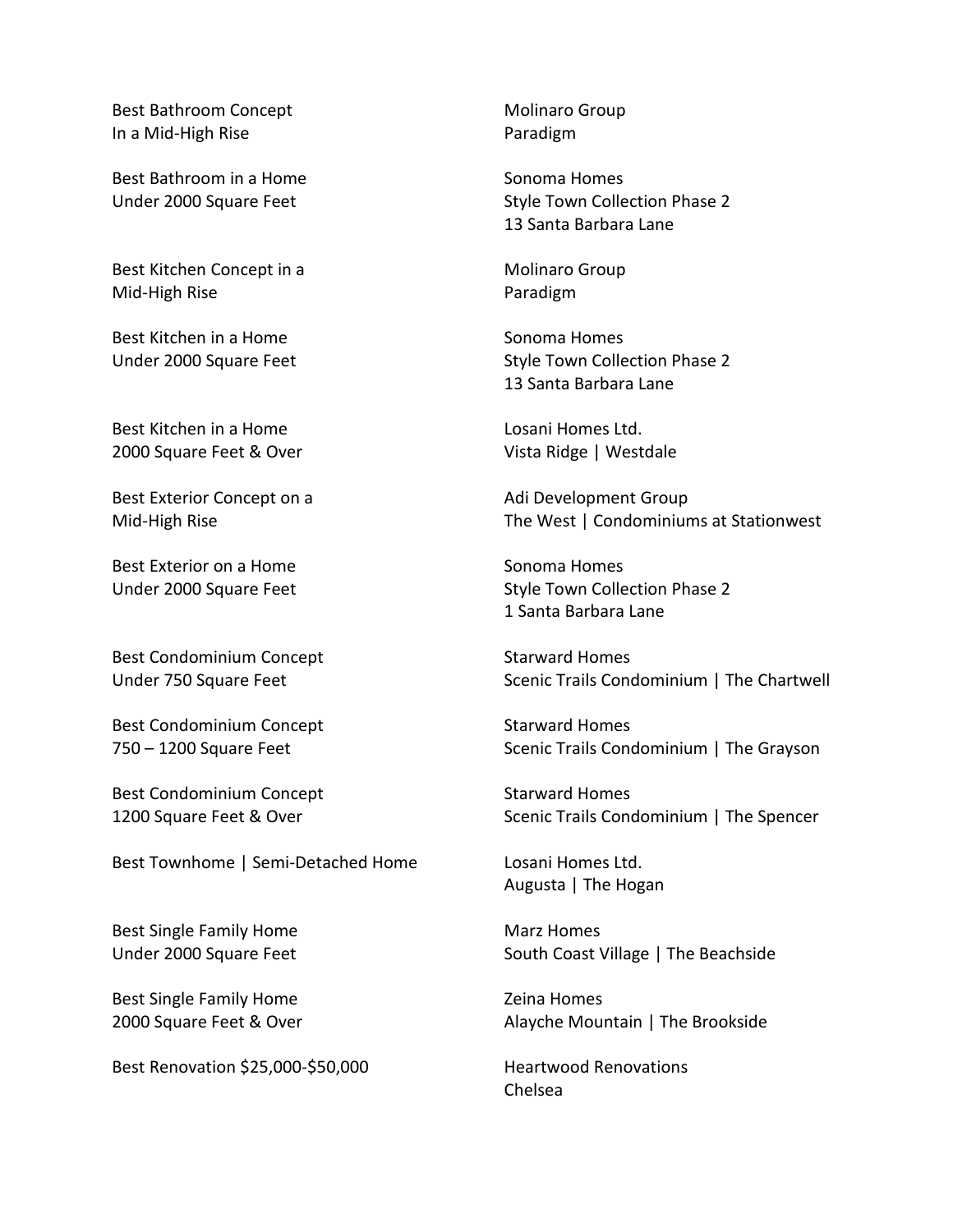| Category | Winner |
| --- | --- |
| Best Bathroom Concept In a Mid-High Rise | Molinaro Group<br>Paradigm |
| Best Bathroom in a Home Under 2000 Square Feet | Sonoma Homes<br>Style Town Collection Phase 2<br>13 Santa Barbara Lane |
| Best Kitchen Concept in a Mid-High Rise | Molinaro Group<br>Paradigm |
| Best Kitchen in a Home Under 2000 Square Feet | Sonoma Homes<br>Style Town Collection Phase 2<br>13 Santa Barbara Lane |
| Best Kitchen in a Home 2000 Square Feet & Over | Losani Homes Ltd.<br>Vista Ridge \| Westdale |
| Best Exterior Concept on a Mid-High Rise | Adi Development Group<br>The West \| Condominiums at Stationwest |
| Best Exterior on a Home Under 2000 Square Feet | Sonoma Homes<br>Style Town Collection Phase 2<br>1 Santa Barbara Lane |
| Best Condominium Concept Under 750 Square Feet | Starward Homes<br>Scenic Trails Condominium \| The Chartwell |
| Best Condominium Concept 750 – 1200 Square Feet | Starward Homes<br>Scenic Trails Condominium \| The Grayson |
| Best Condominium Concept 1200 Square Feet & Over | Starward Homes<br>Scenic Trails Condominium \| The Spencer |
| Best Townhome \| Semi-Detached Home | Losani Homes Ltd.<br>Augusta \| The Hogan |
| Best Single Family Home Under 2000 Square Feet | Marz Homes<br>South Coast Village \| The Beachside |
| Best Single Family Home 2000 Square Feet & Over | Zeina Homes<br>Alayche Mountain \| The Brookside |
| Best Renovation $25,000-$50,000 | Heartwood Renovations<br>Chelsea |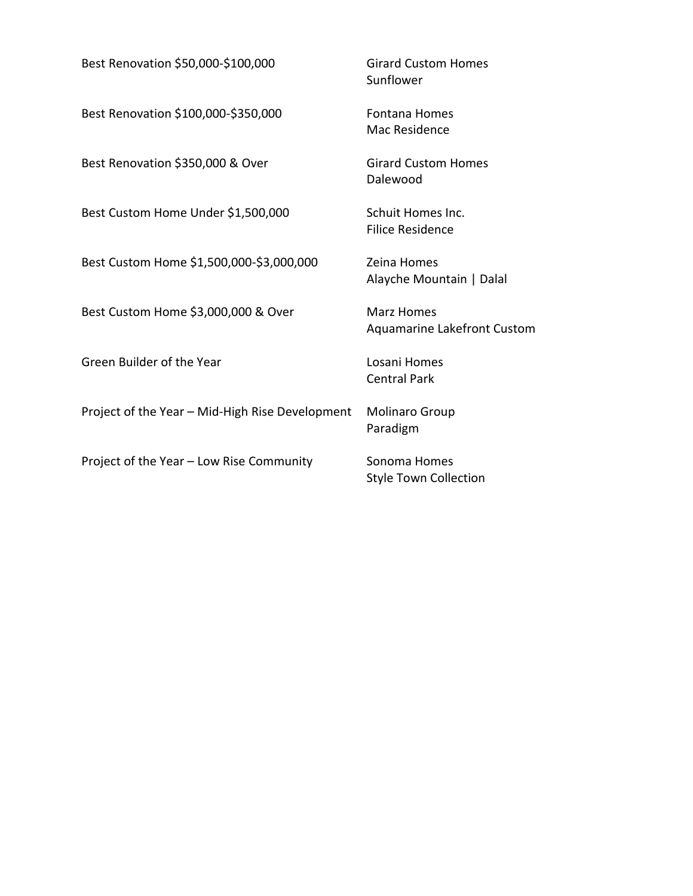| | |
|---|---|
| Best Renovation \$50,000-\$100,000 | Girard Custom Homes<br>Sunflower |
| Best Renovation \$100,000-\$350,000 | Fontana Homes<br>Mac Residence |
| Best Renovation \$350,000 & Over | Girard Custom Homes<br>Dalewood |
| Best Custom Home Under \$1,500,000 | Schuit Homes Inc.<br>Filice Residence |
| Best Custom Home \$1,500,000-\$3,000,000 | Zeina Homes<br>Alayche Mountain \| Dalal |
| Best Custom Home \$3,000,000 & Over | Marz Homes<br>Aquamarine Lakefront Custom |
| Green Builder of the Year | Losani Homes<br>Central Park |
| Project of the Year – Mid-High Rise Development | Molinaro Group<br>Paradigm |
| Project of the Year – Low Rise Community | Sonoma Homes<br>Style Town Collection |